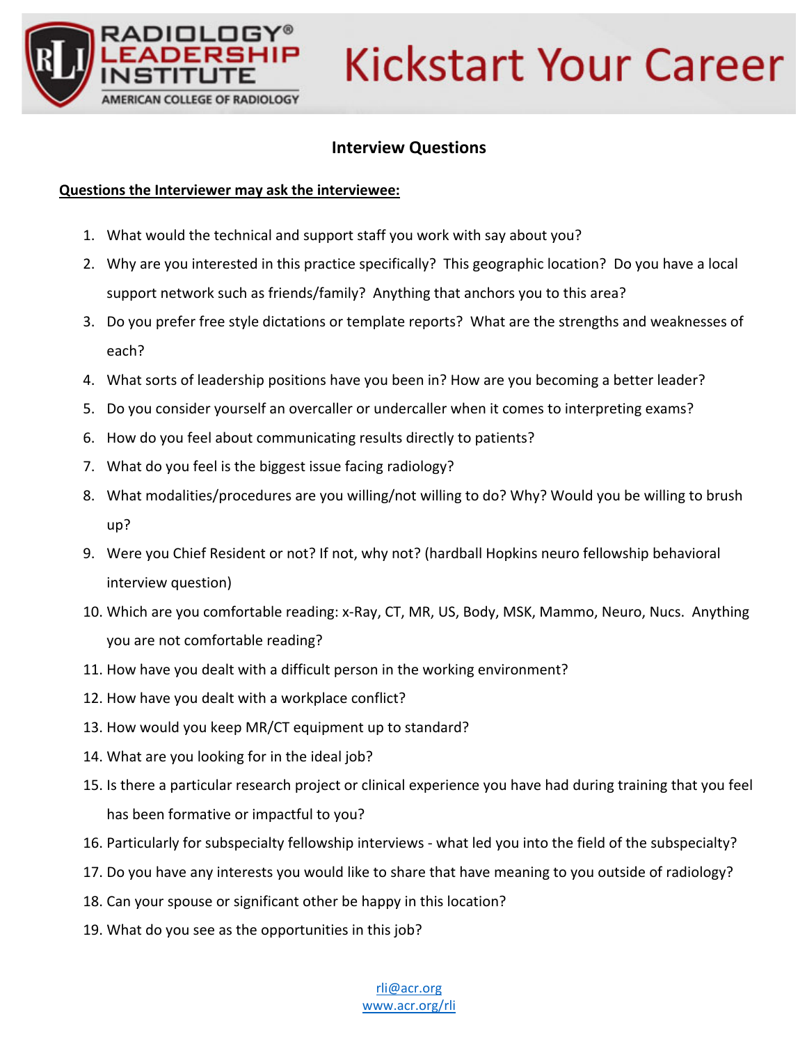RADIOLOGY® LEADERSHIP INSTITUTE

AMERICAN COLLEGE OF RADIOLOGY

# Kickstart Your Career

## Interview Questions

**Questions the Interviewer may ask the interviewee:**

1. What would the technical and support staff you work with say about you?
2. Why are you interested in this practice specifically? This geographic location? Do you have a local support network such as friends/family? Anything that anchors you to this area?
3. Do you prefer free style dictations or template reports? What are the strengths and weaknesses of each?
4. What sorts of leadership positions have you been in? How are you becoming a better leader?
5. Do you consider yourself an overcaller or undercaller when it comes to interpreting exams?
6. How do you feel about communicating results directly to patients?
7. What do you feel is the biggest issue facing radiology?
8. What modalities/procedures are you willing/not willing to do? Why? Would you be willing to brush up?
9. Were you Chief Resident or not? If not, why not? (hardball Hopkins neuro fellowship behavioral interview question)
10. Which are you comfortable reading: x-Ray, CT, MR, US, Body, MSK, Mammo, Neuro, Nucs. Anything you are not comfortable reading?
11. How have you dealt with a difficult person in the working environment?
12. How have you dealt with a workplace conflict?
13. How would you keep MR/CT equipment up to standard?
14. What are you looking for in the ideal job?
15. Is there a particular research project or clinical experience you have had during training that you feel has been formative or impactful to you?
16. Particularly for subspecialty fellowship interviews - what led you into the field of the subspecialty?
17. Do you have any interests you would like to share that have meaning to you outside of radiology?
18. Can your spouse or significant other be happy in this location?
19. What do you see as the opportunities in this job?

rli@acr.org
www.acr.org/rli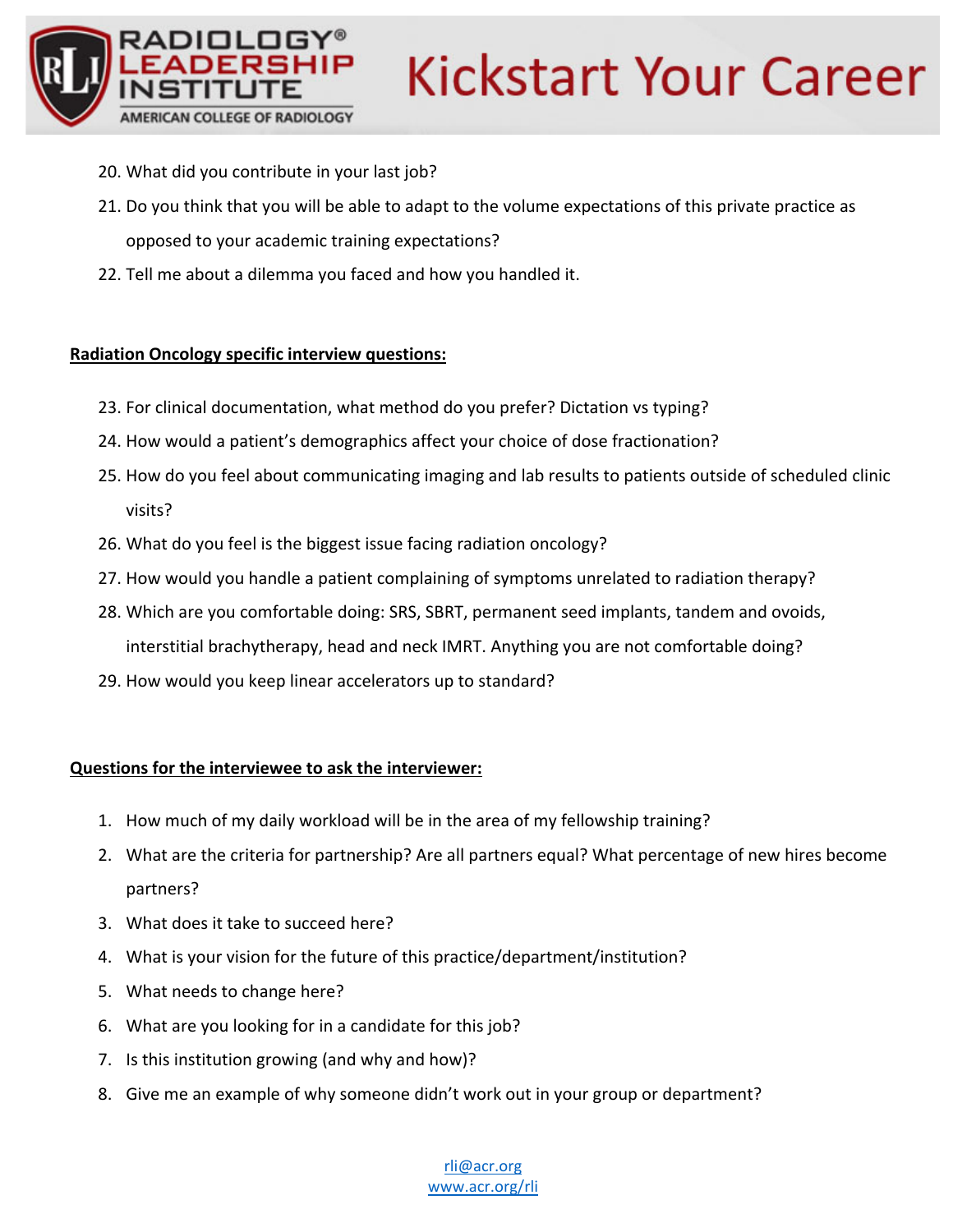20. What did you contribute in your last job?
21. Do you think that you will be able to adapt to the volume expectations of this private practice as opposed to your academic training expectations?
22. Tell me about a dilemma you faced and how you handled it.

**Radiation Oncology specific interview questions:**

23. For clinical documentation, what method do you prefer? Dictation vs typing?
24. How would a patient's demographics affect your choice of dose fractionation?
25. How do you feel about communicating imaging and lab results to patients outside of scheduled clinic visits?
26. What do you feel is the biggest issue facing radiation oncology?
27. How would you handle a patient complaining of symptoms unrelated to radiation therapy?
28. Which are you comfortable doing: SRS, SBRT, permanent seed implants, tandem and ovoids, interstitial brachytherapy, head and neck IMRT. Anything you are not comfortable doing?
29. How would you keep linear accelerators up to standard?

**Questions for the interviewee to ask the interviewer:**

1. How much of my daily workload will be in the area of my fellowship training?
2. What are the criteria for partnership? Are all partners equal? What percentage of new hires become partners?
3. What does it take to succeed here?
4. What is your vision for the future of this practice/department/institution?
5. What needs to change here?
6. What are you looking for in a candidate for this job?
7. Is this institution growing (and why and how)?
8. Give me an example of why someone didn't work out in your group or department?

rli@acr.org
www.acr.org/rli